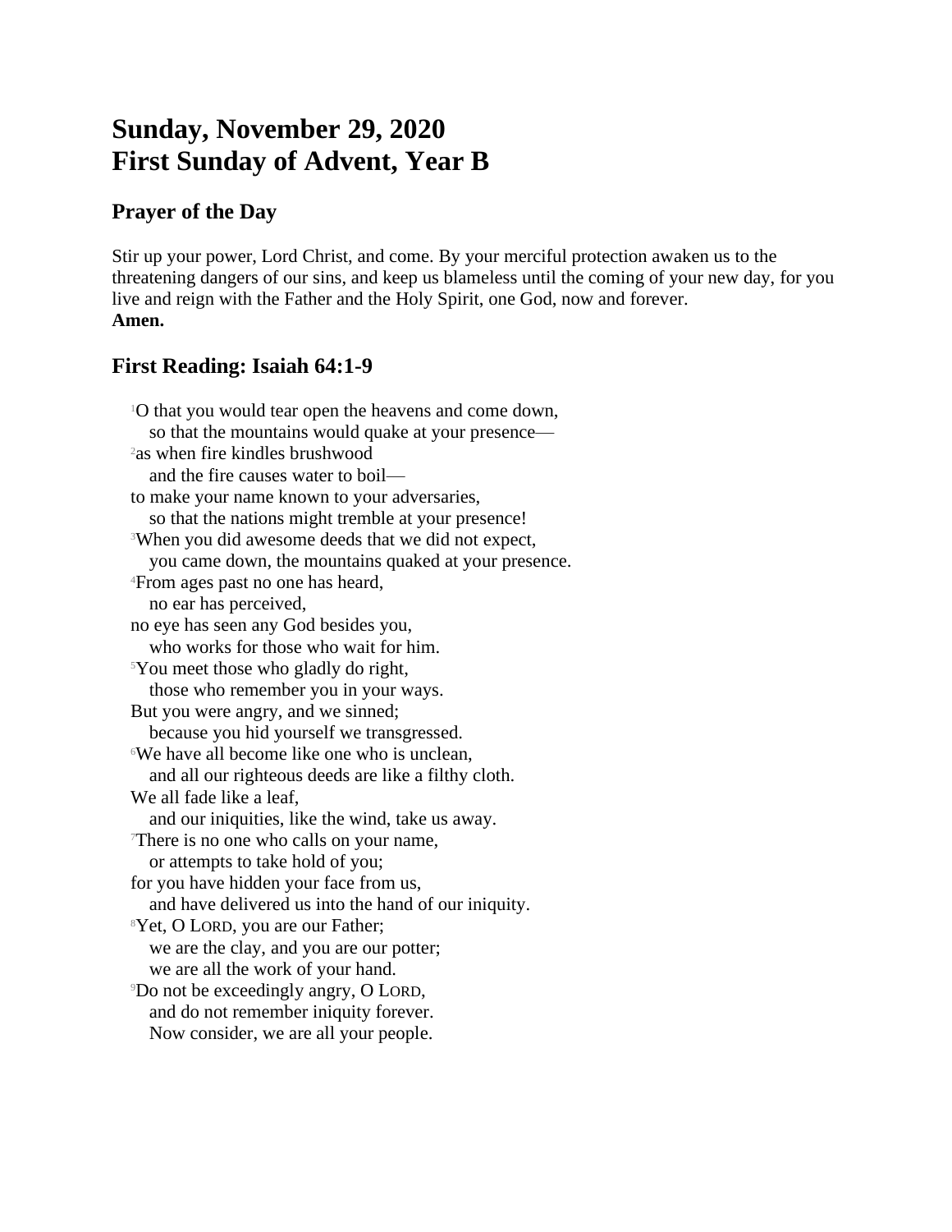# Sunday, November 29, 2020
# First Sunday of Advent, Year B

## Prayer of the Day

Stir up your power, Lord Christ, and come. By your merciful protection awaken us to the threatening dangers of our sins, and keep us blameless until the coming of your new day, for you live and reign with the Father and the Holy Spirit, one God, now and forever.
**Amen.**

## First Reading: Isaiah 64:1-9

[1]O that you would tear open the heavens and come down,
so that the mountains would quake at your presence—
[2]as when fire kindles brushwood
and the fire causes water to boil—
to make your name known to your adversaries,
so that the nations might tremble at your presence!
[3]When you did awesome deeds that we did not expect,
you came down, the mountains quaked at your presence.
[4]From ages past no one has heard,
no ear has perceived,
no eye has seen any God besides you,
who works for those who wait for him.
[5]You meet those who gladly do right,
those who remember you in your ways.
But you were angry, and we sinned;
because you hid yourself we transgressed.
[6]We have all become like one who is unclean,
and all our righteous deeds are like a filthy cloth.
We all fade like a leaf,
and our iniquities, like the wind, take us away.
[7]There is no one who calls on your name,
or attempts to take hold of you;
for you have hidden your face from us,
and have delivered us into the hand of our iniquity.
[8]Yet, O LORD, you are our Father;
we are the clay, and you are our potter;
we are all the work of your hand.
[9]Do not be exceedingly angry, O LORD,
and do not remember iniquity forever.
Now consider, we are all your people.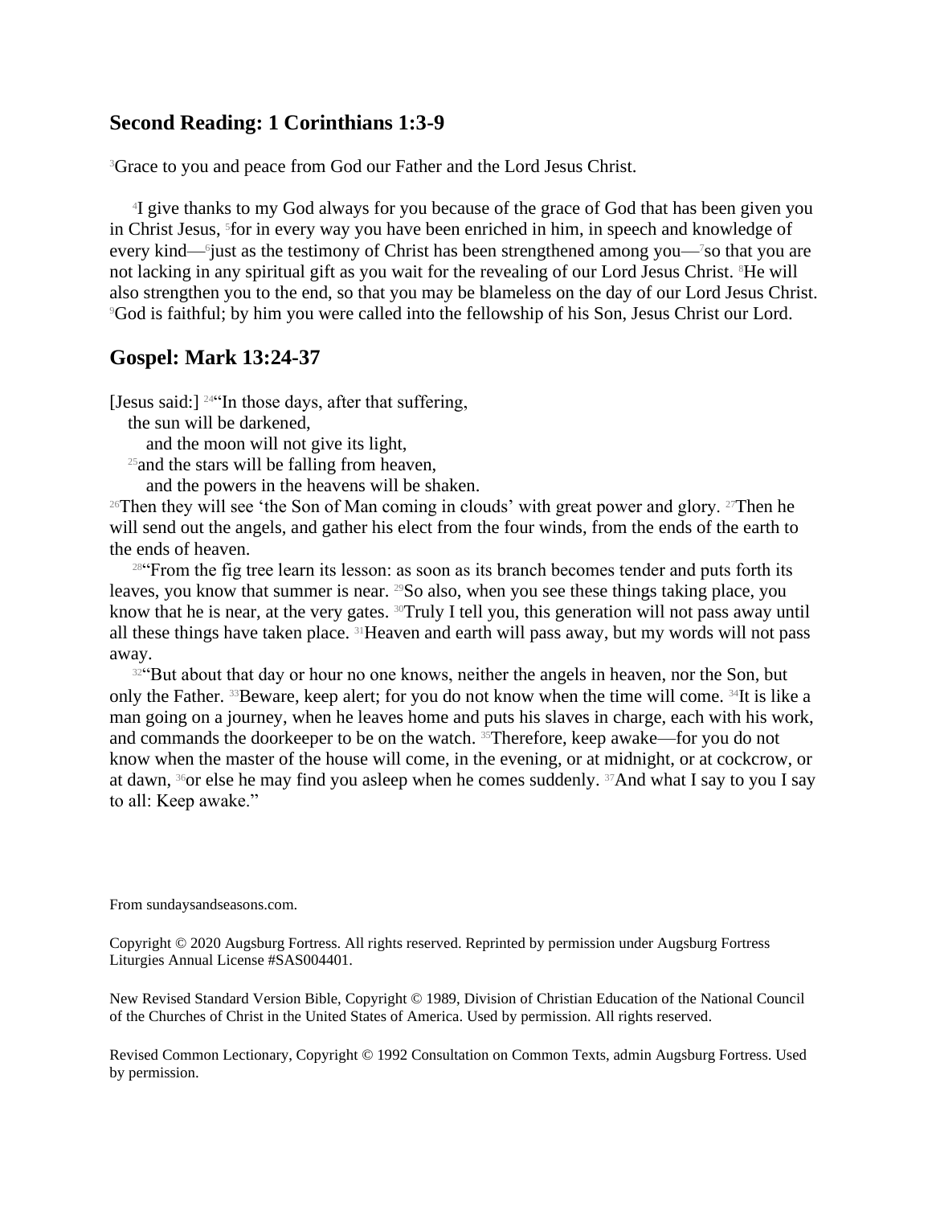## Second Reading: 1 Corinthians 1:3-9

[3]Grace to you and peace from God our Father and the Lord Jesus Christ.

[4]I give thanks to my God always for you because of the grace of God that has been given you in Christ Jesus, [5]for in every way you have been enriched in him, in speech and knowledge of every kind—[6]just as the testimony of Christ has been strengthened among you—[7]so that you are not lacking in any spiritual gift as you wait for the revealing of our Lord Jesus Christ. [8]He will also strengthen you to the end, so that you may be blameless on the day of our Lord Jesus Christ. [9]God is faithful; by him you were called into the fellowship of his Son, Jesus Christ our Lord.

## Gospel: Mark 13:24-37

[Jesus said:] [24]"In those days, after that suffering,
the sun will be darkened,
and the moon will not give its light,
[25]and the stars will be falling from heaven,
and the powers in the heavens will be shaken.
[26]Then they will see 'the Son of Man coming in clouds' with great power and glory. [27]Then he will send out the angels, and gather his elect from the four winds, from the ends of the earth to the ends of heaven.

[28]"From the fig tree learn its lesson: as soon as its branch becomes tender and puts forth its leaves, you know that summer is near. [29]So also, when you see these things taking place, you know that he is near, at the very gates. [30]Truly I tell you, this generation will not pass away until all these things have taken place. [31]Heaven and earth will pass away, but my words will not pass away.

[32]"But about that day or hour no one knows, neither the angels in heaven, nor the Son, but only the Father. [33]Beware, keep alert; for you do not know when the time will come. [34]It is like a man going on a journey, when he leaves home and puts his slaves in charge, each with his work, and commands the doorkeeper to be on the watch. [35]Therefore, keep awake—for you do not know when the master of the house will come, in the evening, or at midnight, or at cockcrow, or at dawn, [36]or else he may find you asleep when he comes suddenly. [37]And what I say to you I say to all: Keep awake."

From sundaysandseasons.com.

Copyright © 2020 Augsburg Fortress. All rights reserved. Reprinted by permission under Augsburg Fortress Liturgies Annual License #SAS004401.

New Revised Standard Version Bible, Copyright © 1989, Division of Christian Education of the National Council of the Churches of Christ in the United States of America. Used by permission. All rights reserved.

Revised Common Lectionary, Copyright © 1992 Consultation on Common Texts, admin Augsburg Fortress. Used by permission.